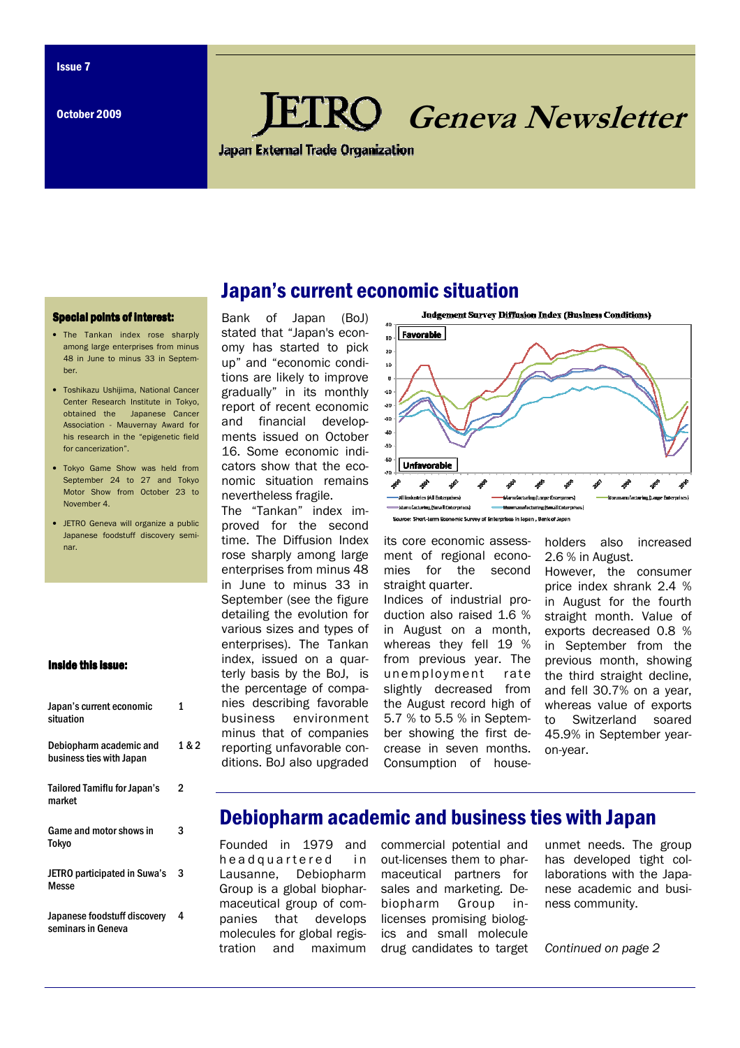Issue 7

October 2009

# JETRO Geneva Newsletter

Japan External Trade Organization

### Special points of interest:

- The Tankan index rose sharply among large enterprises from minus 48 in June to minus 33 in September.
- Toshikazu Ushijima, National Cancer Center Research Institute in Tokyo, obtained the Japanese Cancer Association - Mauvernay Award for his research in the "epigenetic field for cancerization".
- Tokyo Game Show was held from September 24 to 27 and Tokyo Motor Show from October 23 to November 4.
- JETRO Geneva will organize a public Japanese foodstuff discovery seminar.

### Inside this issue:

| | |
|---|---|
| Japan's current economic situation | 1 |
| Debiopharm academic and business ties with Japan | 1 & 2 |
| Tailored Tamiflu for Japan's market | 2 |
| Game and motor shows in Tokyo | 3 |
| JETRO participated in Suwa's Messe | 3 |
| Japanese foodstuff discovery seminars in Geneva | 4 |

## Japan's current economic situation

Bank of Japan (BoJ) stated that "Japan's economy has started to pick up" and "economic conditions are likely to improve gradually" in its monthly report of recent economic and financial developments issued on October 16. Some economic indicators show that the economic situation remains nevertheless fragile.

The "Tankan" index improved for the second time. The Diffusion Index rose sharply among large enterprises from minus 48 in June to minus 33 in September (see the figure detailing the evolution for various sizes and types of enterprises). The Tankan index, issued on a quarterly basis by the BoJ, is the percentage of companies describing favorable business environment minus that of companies reporting unfavorable conditions. BoJ also upgraded its core economic assessment of regional economies for the second straight quarter.

Judgement Survey Diffusion Index (Business Conditions)

Source: Short-term Economic Survey of Enterprises in Japan, Bank of Japan

Indices of industrial production also raised 1.6 % in August on a month, whereas they fell 19 % from previous year. The unemployment rate slightly decreased from the August record high of 5.7 % to 5.5 % in September showing the first decrease in seven months. Consumption of householders also increased 2.6 % in August.

However, the consumer price index shrank 2.4 % in August for the fourth straight month. Value of exports decreased 0.8 % in September from the previous month, showing the third straight decline, and fell 30.7% on a year, whereas value of exports to Switzerland soared 45.9% in September year-on-year.

## Debiopharm academic and business ties with Japan

Founded in 1979 and headquartered in Lausanne, Debiopharm Group is a global biopharmaceutical group of companies that develops molecules for global registration and maximum commercial potential and out-licenses them to pharmaceutical partners for sales and marketing. Debiopharm Group in-licenses promising biologics and small molecule drug candidates to target unmet needs. The group has developed tight collaborations with the Japanese academic and business community.

*Continued on page 2*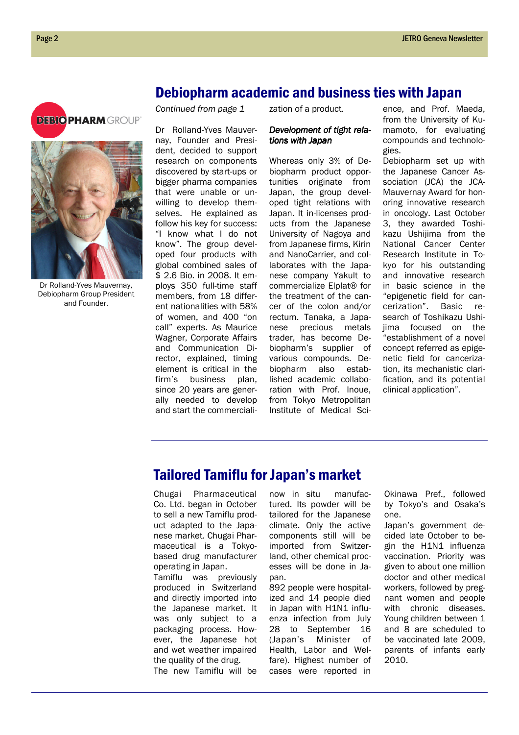## Debiopharm academic and business ties with Japan

Dr Rolland-Yves Mauvernay, Debiopharm Group President and Founder.

*Continued from page 1*

Dr Rolland-Yves Mauvernay, Founder and President, decided to support research on components discovered by start-ups or bigger pharma companies that were unable or unwilling to develop themselves. He explained as follow his key for success: "I know what I do not know". The group developed four products with global combined sales of $ 2.6 Bio. in 2008. It employs 350 full-time staff members, from 18 different nationalities with 58% of women, and 400 "on call" experts. As Maurice Wagner, Corporate Affairs and Communication Director, explained, timing element is critical in the firm's business plan, since 20 years are generally needed to develop and start the commercialization of a product.

***Development of tight relations with Japan***

Whereas only 3% of Debiopharm product opportunities originate from Japan, the group developed tight relations with Japan. It in-licenses products from the Japanese University of Nagoya and from Japanese firms, Kirin and NanoCarrier, and collaborates with the Japanese company Yakult to commercialize Elplat® for the treatment of the cancer of the colon and/or rectum. Tanaka, a Japanese precious metals trader, has become Debiopharm's supplier of various compounds. Debiopharm also established academic collaboration with Prof. Inoue, from Tokyo Metropolitan Institute of Medical Science, and Prof. Maeda, from the University of Kumamoto, for evaluating compounds and technologies.

Debiopharm set up with the Japanese Cancer Association (JCA) the JCA-Mauvernay Award for honoring innovative research in oncology. Last October 3, they awarded Toshikazu Ushijima from the National Cancer Center Research Institute in Tokyo for his outstanding and innovative research in basic science in the "epigenetic field for cancerization". Basic research of Toshikazu Ushijima focused on the "establishment of a novel concept referred as epigenetic field for cancerization, its mechanistic clarification, and its potential clinical application".

## Tailored Tamiflu for Japan's market

Chugai Pharmaceutical Co. Ltd. began in October to sell a new Tamiflu product adapted to the Japanese market. Chugai Pharmaceutical is a Tokyo-based drug manufacturer operating in Japan.

Tamiflu was previously produced in Switzerland and directly imported into the Japanese market. It was only subject to a packaging process. However, the Japanese hot and wet weather impaired the quality of the drug.

The new Tamiflu will be now in situ manufactured. Its powder will be tailored for the Japanese climate. Only the active components still will be imported from Switzerland, other chemical processes will be done in Japan.

892 people were hospitalized and 14 people died in Japan with H1N1 influenza infection from July 28 to September 16 (Japan's Minister of Health, Labor and Welfare). Highest number of cases were reported in Okinawa Pref., followed by Tokyo's and Osaka's one.

Japan's government decided late October to begin the H1N1 influenza vaccination. Priority was given to about one million doctor and other medical workers, followed by pregnant women and people with chronic diseases. Young children between 1 and 8 are scheduled to be vaccinated late 2009, parents of infants early 2010.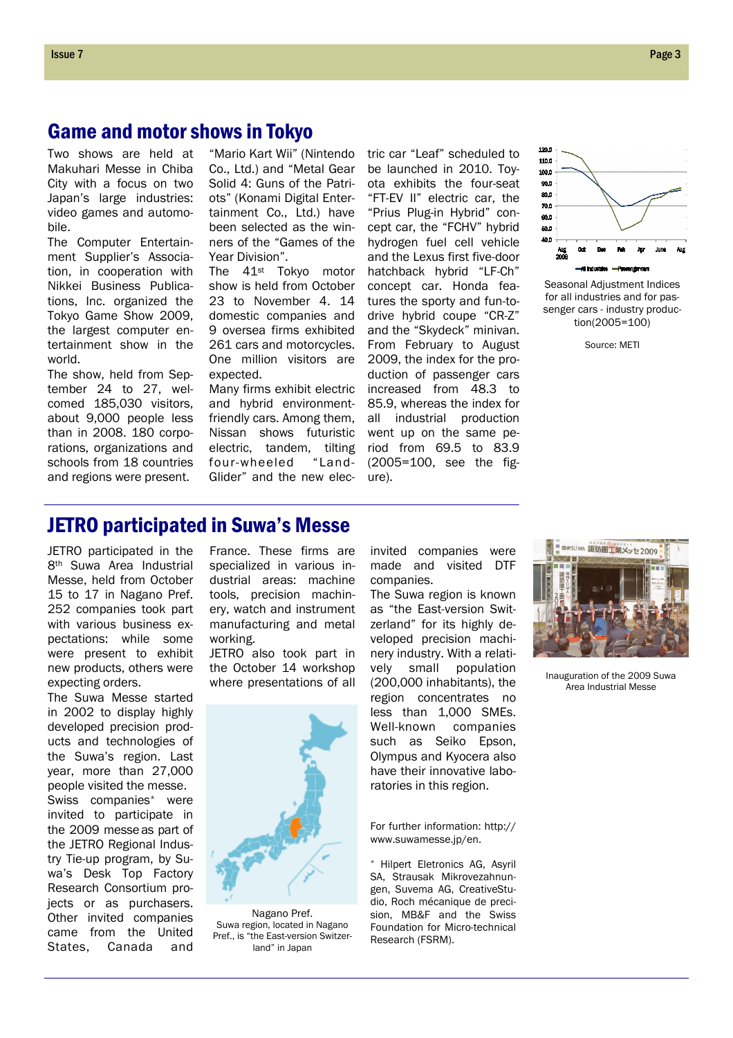## Game and motor shows in Tokyo

Two shows are held at Makuhari Messe in Chiba City with a focus on two Japan's large industries: video games and automobile.

The Computer Entertainment Supplier's Association, in cooperation with Nikkei Business Publications, Inc. organized the Tokyo Game Show 2009, the largest computer entertainment show in the world.

The show, held from September 24 to 27, welcomed 185,030 visitors, about 9,000 people less than in 2008. 180 corporations, organizations and schools from 18 countries and regions were present.

"Mario Kart Wii" (Nintendo Co., Ltd.) and "Metal Gear Solid 4: Guns of the Patriots" (Konami Digital Entertainment Co., Ltd.) have been selected as the winners of the "Games of the Year Division".

The 41st Tokyo motor show is held from October 23 to November 4. 14 domestic companies and 9 oversea firms exhibited 261 cars and motorcycles. One million visitors are expected.

Many firms exhibit electric and hybrid environment-friendly cars. Among them, Nissan shows futuristic electric, tandem, tilting four-wheeled "Land-Glider" and the new electric car "Leaf" scheduled to be launched in 2010. Toyota exhibits the four-seat "FT-EV II" electric car, the "Prius Plug-in Hybrid" concept car, the "FCHV" hybrid hydrogen fuel cell vehicle and the Lexus first five-door hatchback hybrid "LF-Ch" concept car. Honda features the sporty and fun-to-drive hybrid coupe "CR-Z" and the "Skydeck" minivan.

From February to August 2009, the index for the production of passenger cars increased from 48.3 to 85.9, whereas the index for all industrial production went up on the same period from 69.5 to 83.9 (2005=100, see the figure).

Seasonal Adjustment Indices for all industries and for passenger cars - industry production(2005=100)

Source: METI

## JETRO participated in Suwa's Messe

JETRO participated in the 8th Suwa Area Industrial Messe, held from October 15 to 17 in Nagano Pref. 252 companies took part with various business expectations: while some were present to exhibit new products, others were expecting orders.

The Suwa Messe started in 2002 to display highly developed precision products and technologies of the Suwa's region. Last year, more than 27,000 people visited the messe.

Swiss companies* were invited to participate in the 2009 messe as part of the JETRO Regional Industry Tie-up program, by Suwa's Desk Top Factory Research Consortium projects or as purchasers. Other invited companies came from the United States, Canada and France. These firms are specialized in various industrial areas: machine tools, precision machinery, watch and instrument manufacturing and metal working.

JETRO also took part in the October 14 workshop where presentations of all invited companies were made and visited DTF companies.

Nagano Pref.
Suwa region, located in Nagano Pref., is "the East-version Switzerland" in Japan

The Suwa region is known as "the East-version Switzerland" for its highly developed precision machinery industry. With a relatively small population (200,000 inhabitants), the region concentrates no less than 1,000 SMEs. Well-known companies such as Seiko Epson, Olympus and Kyocera also have their innovative laboratories in this region.

For further information: http://www.suwamesse.jp/en.

\* Hilpert Eletronics AG, Asyril SA, Strausak Mikrovezahnungen, Suvema AG, CreativeStudio, Roch mécanique de précision, MB&F and the Swiss Foundation for Micro-technical Research (FSRM).

Inauguration of the 2009 Suwa Area Industrial Messe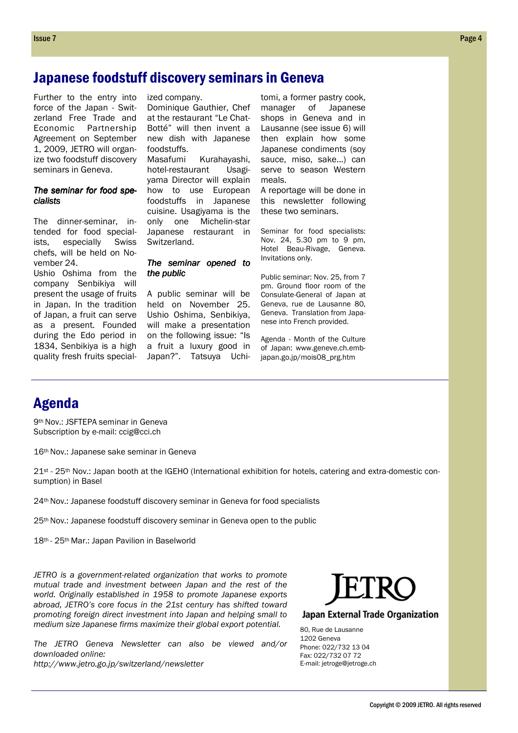# Japanese foodstuff discovery seminars in Geneva

Further to the entry into force of the Japan - Switzerland Free Trade and Economic Partnership Agreement on September 1, 2009, JETRO will organize two foodstuff discovery seminars in Geneva.

### *The seminar for food specialists*

The dinner-seminar, intended for food specialists, especially Swiss chefs, will be held on November 24.

Ushio Oshima from the company Senbikiya will present the usage of fruits in Japan. In the tradition of Japan, a fruit can serve as a present. Founded during the Edo period in 1834, Senbikiya is a high quality fresh fruits specialized company.

Dominique Gauthier, Chef at the restaurant "Le Chat-Botté" will then invent a new dish with Japanese foodstuffs.

Masafumi Kurahayashi, hotel-restaurant Usagiyama Director will explain how to use European foodstuffs in Japanese cuisine. Usagiyama is the only one Michelin-star Japanese restaurant in Switzerland.

### *The seminar opened to the public*

A public seminar will be held on November 25. Ushio Oshima, Senbikiya, will make a presentation on the following issue: "Is a fruit a luxury good in Japan?". Tatsuya Uchitomi, a former pastry cook, manager of Japanese shops in Geneva and in Lausanne (see issue 6) will then explain how some Japanese condiments (soy sauce, miso, sake…) can serve to season Western meals.

A reportage will be done in this newsletter following these two seminars.

Seminar for food specialists: Nov. 24, 5.30 pm to 9 pm, Hotel Beau-Rivage, Geneva. Invitations only.

Public seminar: Nov. 25, from 7 pm. Ground floor room of the Consulate-General of Japan at Geneva, rue de Lausanne 80, Geneva. Translation from Japanese into French provided.

Agenda - Month of the Culture of Japan: www.geneve.ch.emb-japan.go.jp/mois08_prg.htm

# Agenda

9th Nov.: JSFTEPA seminar in Geneva
Subscription by e-mail: ccig@cci.ch

16th Nov.: Japanese sake seminar in Geneva

21st - 25th Nov.: Japan booth at the IGEHO (International exhibition for hotels, catering and extra-domestic consumption) in Basel

24th Nov.: Japanese foodstuff discovery seminar in Geneva for food specialists

25th Nov.: Japanese foodstuff discovery seminar in Geneva open to the public

18th - 25th Mar.: Japan Pavilion in Baselworld

*JETRO is a government-related organization that works to promote mutual trade and investment between Japan and the rest of the world. Originally established in 1958 to promote Japanese exports abroad, JETRO's core focus in the 21st century has shifted toward promoting foreign direct investment into Japan and helping small to medium size Japanese firms maximize their global export potential.*

*The JETRO Geneva Newsletter can also be viewed and/or downloaded online:*
*http://www.jetro.go.jp/switzerland/newsletter*

JETRO
Japan External Trade Organization

80, Rue de Lausanne
1202 Geneva
Phone: 022/732 13 04
Fax: 022/732 07 72
E-mail: jetroge@jetroge.ch

Copyright © 2009 JETRO. All rights reserved